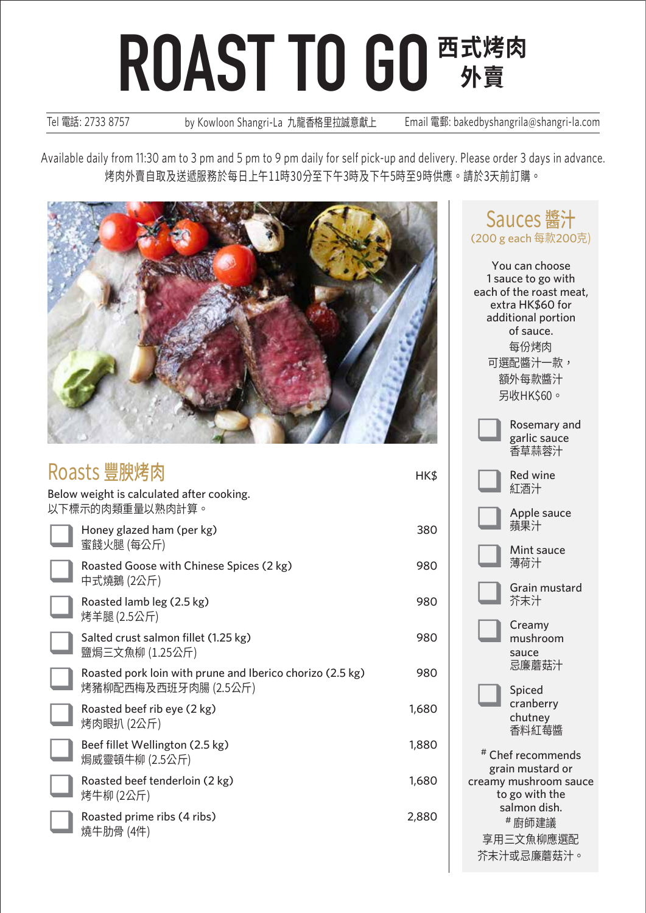# ROAST TO GO 西式烤肉外賣

Tel 電話: 2733 8757 | by Kowloon Shangri-La 九龍香格里拉誠意獻上 | Email 電郵: bakedbyshangrila@shangri-la.com

Available daily from 11:30 am to 3 pm and 5 pm to 9 pm daily for self pick-up and delivery. Please order 3 days in advance.
烤肉外賣自取及送遞服務於每日上午11時30分至下午3時及下午5時至9時供應。請於3天前訂購。

## Roasts 豐腴烤肉

Below weight is calculated after cooking.
以下標示的肉類重量以熟肉計算。

| Item | HK$ |
|---|---|
| ☐ Honey glazed ham (per kg) 蜜餞火腿 (每公斤) | 380 |
| ☐ Roasted Goose with Chinese Spices (2 kg) 中式燒鵝 (2公斤) | 980 |
| ☐ Roasted lamb leg (2.5 kg) 烤羊腿 (2.5公斤) | 980 |
| ☐ Salted crust salmon fillet (1.25 kg) 鹽焗三文魚柳 (1.25公斤) | 980 |
| ☐ Roasted pork loin with prune and Iberico chorizo (2.5 kg) 烤豬柳配西梅及西班牙肉腸 (2.5公斤) | 980 |
| ☐ Roasted beef rib eye (2 kg) 烤肉眼扒 (2公斤) | 1,680 |
| ☐ Beef fillet Wellington (2.5 kg) 焗威靈頓牛柳 (2.5公斤) | 1,880 |
| ☐ Roasted beef tenderloin (2 kg) 烤牛柳 (2公斤) | 1,680 |
| ☐ Roasted prime ribs (4 ribs) 燒牛肋骨 (4件) | 2,880 |

## Sauces 醬汁

(200 g each 每款200克)

You can choose 1 sauce to go with each of the roast meat, extra HK$60 for additional portion of sauce.
每份烤肉可選配醬汁一款，額外每款醬汁另收HK$60。

- ☐ Rosemary and garlic sauce 香草蒜蓉汁
- ☐ Red wine 紅酒汁
- ☐ Apple sauce 蘋果汁
- ☐ Mint sauce 薄荷汁
- ☐ Grain mustard 芥末汁
- ☐ Creamy mushroom sauce 忌廉蘑菇汁
- ☐ Spiced cranberry chutney 香料紅莓醬

# Chef recommends grain mustard or creamy mushroom sauce to go with the salmon dish.
# 廚師建議享用三文魚柳應選配芥末汁或忌廉蘑菇汁。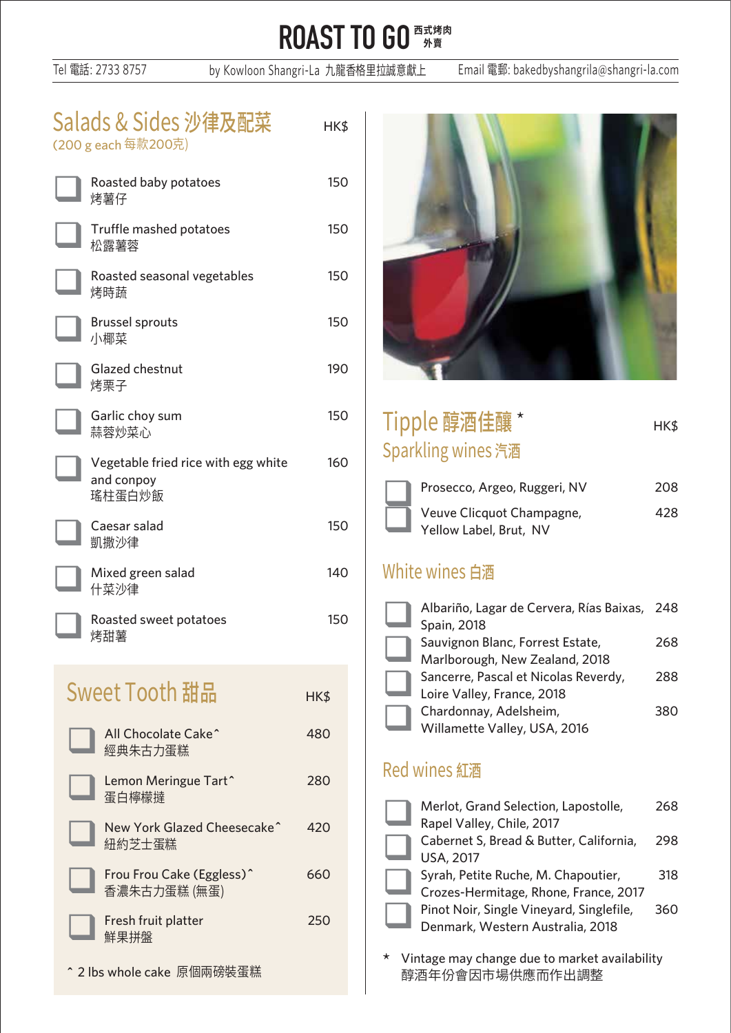# ROAST TO GO 西式烤肉外賣

Tel 電話: 2733 8757 | by Kowloon Shangri-La 九龍香格里拉誠意獻上 | Email 電郵: bakedbyshangrila@shangri-la.com

## Salads & Sides 沙律及配菜
(200 g each 每款200克)

| | HK$ |
|---|---|
| Roasted baby potatoes 烤薯仔 | 150 |
| Truffle mashed potatoes 松露薯蓉 | 150 |
| Roasted seasonal vegetables 烤時蔬 | 150 |
| Brussel sprouts 小椰菜 | 150 |
| Glazed chestnut 烤栗子 | 190 |
| Garlic choy sum 蒜蓉炒菜心 | 150 |
| Vegetable fried rice with egg white and conpoy 瑤柱蛋白炒飯 | 160 |
| Caesar salad 凱撒沙律 | 150 |
| Mixed green salad 什菜沙律 | 140 |
| Roasted sweet potatoes 烤甜薯 | 150 |

## Sweet Tooth 甜品

| | HK$ |
|---|---|
| All Chocolate Cake^ 經典朱古力蛋糕 | 480 |
| Lemon Meringue Tart^ 蛋白檸檬撻 | 280 |
| New York Glazed Cheesecake^ 紐約芝士蛋糕 | 420 |
| Frou Frou Cake (Eggless)^ 香濃朱古力蛋糕 (無蛋) | 660 |
| Fresh fruit platter 鮮果拼盤 | 250 |

^ 2 lbs whole cake 原個兩磅裝蛋糕

## Tipple 醇酒佳釀 *

### Sparkling wines 汽酒

| | HK$ |
|---|---|
| Prosecco, Argeo, Ruggeri, NV | 208 |
| Veuve Clicquot Champagne, Yellow Label, Brut, NV | 428 |

### White wines 白酒

| | HK$ |
|---|---|
| Albariño, Lagar de Cervera, Rías Baixas, Spain, 2018 | 248 |
| Sauvignon Blanc, Forrest Estate, Marlborough, New Zealand, 2018 | 268 |
| Sancerre, Pascal et Nicolas Reverdy, Loire Valley, France, 2018 | 288 |
| Chardonnay, Adelsheim, Willamette Valley, USA, 2016 | 380 |

### Red wines 紅酒

| | HK$ |
|---|---|
| Merlot, Grand Selection, Lapostolle, Rapel Valley, Chile, 2017 | 268 |
| Cabernet S, Bread & Butter, California, USA, 2017 | 298 |
| Syrah, Petite Ruche, M. Chapoutier, Crozes-Hermitage, Rhone, France, 2017 | 318 |
| Pinot Noir, Single Vineyard, Singlefile, Denmark, Western Australia, 2018 | 360 |

\* Vintage may change due to market availability
醇酒年份會因市場供應而作出調整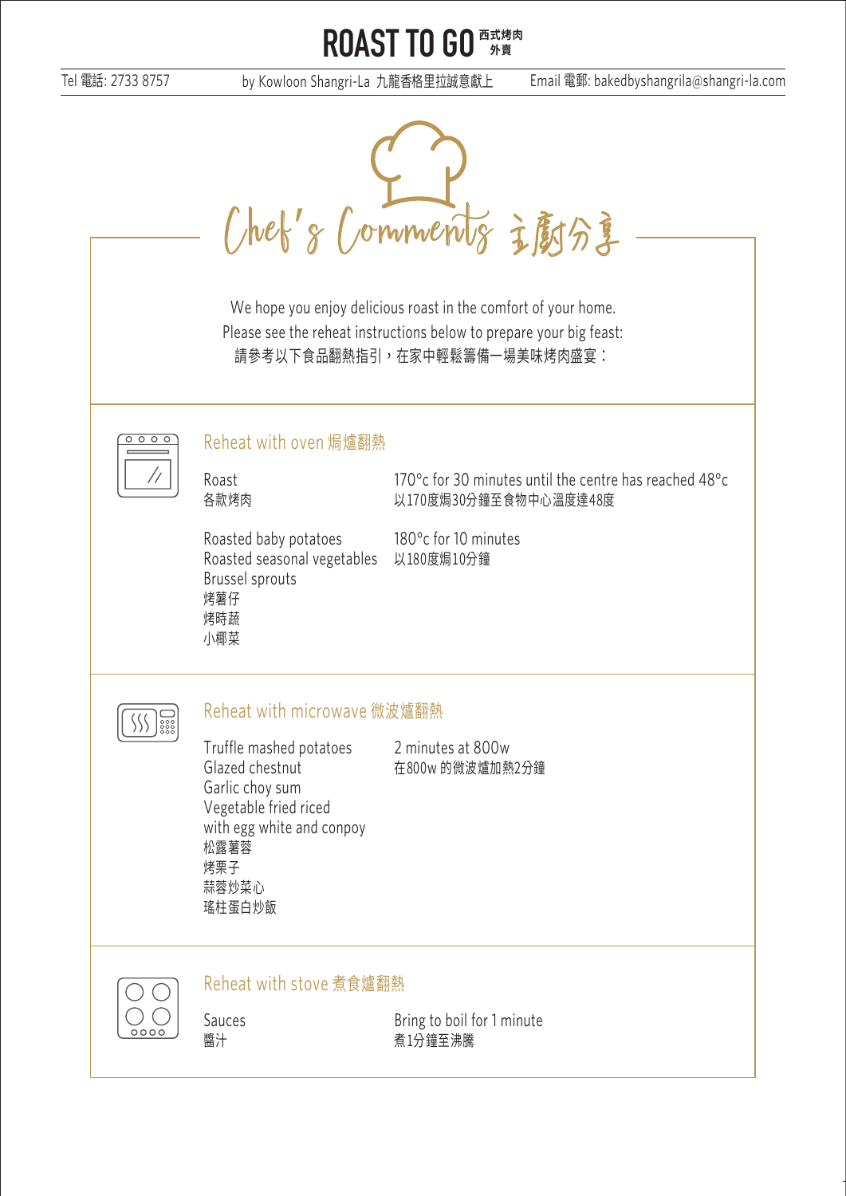# ROAST TO GO 西式烤肉外賣

Tel 電話: 2733 8757 | by Kowloon Shangri-La 九龍香格里拉誠意獻上 | Email 電郵: bakedbyshangrila@shangri-la.com

## Chef's Comments 主廚分享

We hope you enjoy delicious roast in the comfort of your home.
Please see the reheat instructions below to prepare your big feast:
請參考以下食品翻熱指引，在家中輕鬆籌備一場美味烤肉盛宴：

### Reheat with oven 焗爐翻熱

| Item | Instructions |
| --- | --- |
| Roast<br>各款烤肉 | 170°c for 30 minutes until the centre has reached 48°c<br>以170度焗30分鐘至食物中心溫度達48度 |
| Roasted baby potatoes<br>Roasted seasonal vegetables<br>Brussel sprouts<br>烤薯仔<br>烤時蔬<br>小椰菜 | 180°c for 10 minutes<br>以180度焗10分鐘 |

### Reheat with microwave 微波爐翻熱

| Item | Instructions |
| --- | --- |
| Truffle mashed potatoes<br>Glazed chestnut<br>Garlic choy sum<br>Vegetable fried riced with egg white and conpoy<br>松露薯蓉<br>烤栗子<br>蒜蓉炒菜心<br>瑤柱蛋白炒飯 | 2 minutes at 800w<br>在800w 的微波爐加熱2分鐘 |

### Reheat with stove 煮食爐翻熱

| Item | Instructions |
| --- | --- |
| Sauces<br>醬汁 | Bring to boil for 1 minute<br>煮1分鐘至沸騰 |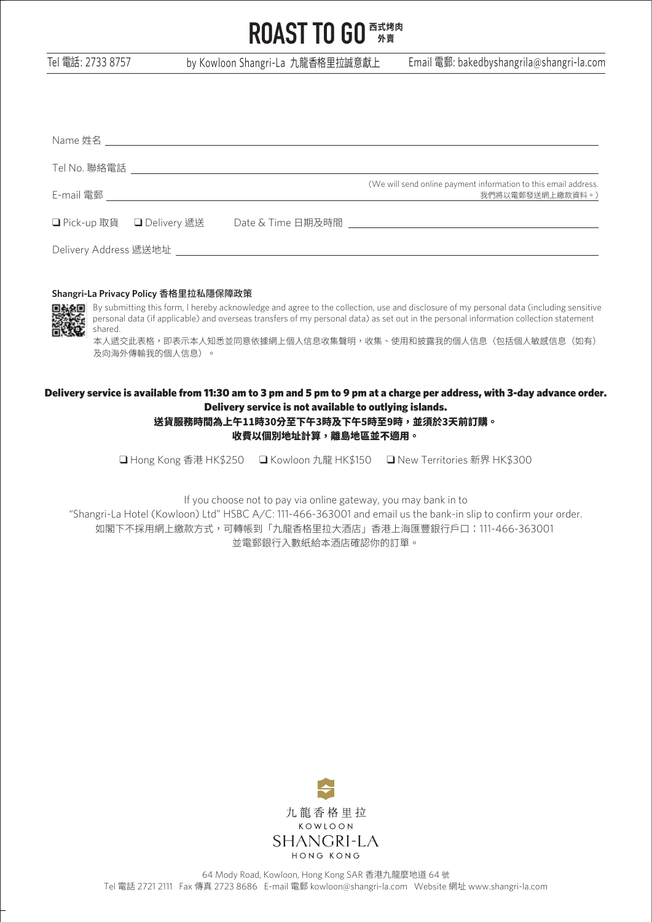# ROAST TO GO 西式烤肉外賣

Tel 電話: 2733 8757 by Kowloon Shangri-La 九龍香格里拉誠意獻上 Email 電郵: bakedbyshangrila@shangri-la.com

Name 姓名 ______________________________

Tel No. 聯絡電話 ______________________________

E-mail 電郵 ______________________________ (We will send online payment information to this email address. 我們將以電郵發送網上繳款資料。)

❑ Pick-up 取貨 ❑ Delivery 遞送 Date & Time 日期及時間 ______________________________

Delivery Address 遞送地址 ______________________________

**Shangri-La Privacy Policy 香格里拉私隱保障政策**

By submitting this form, I hereby acknowledge and agree to the collection, use and disclosure of my personal data (including sensitive personal data (if applicable) and overseas transfers of my personal data) as set out in the personal information collection statement shared.

本人遞交此表格，即表示本人知悉並同意依據網上個人信息收集聲明，收集、使用和披露我的個人信息（包括個人敏感信息（如有）及向海外傳輸我的個人信息）。

**Delivery service is available from 11:30 am to 3 pm and 5 pm to 9 pm at a charge per address, with 3-day advance order. Delivery service is not available to outlying islands.**

**送貨服務時間為上午11時30分至下午3時及下午5時至9時，並須於3天前訂購。收費以個別地址計算，離島地區並不適用。**

❑ Hong Kong 香港 HK$250 ❑ Kowloon 九龍 HK$150 ❑ New Territories 新界 HK$300

If you choose not to pay via online gateway, you may bank in to "Shangri-La Hotel (Kowloon) Ltd" HSBC A/C: 111-466-363001 and email us the bank-in slip to confirm your order.

如閣下不採用網上繳款方式，可轉帳到「九龍香格里拉大酒店」香港上海匯豐銀行戶口：111-466-363001 並電郵銀行入數紙給本酒店確認你的訂單。

九龍香格里拉
KOWLOON
SHANGRI-LA
HONG KONG

64 Mody Road, Kowloon, Hong Kong SAR 香港九龍麼地道 64 號
Tel 電話 2721 2111 Fax 傳真 2723 8686 E-mail 電郵 kowloon@shangri-la.com Website 網址 www.shangri-la.com